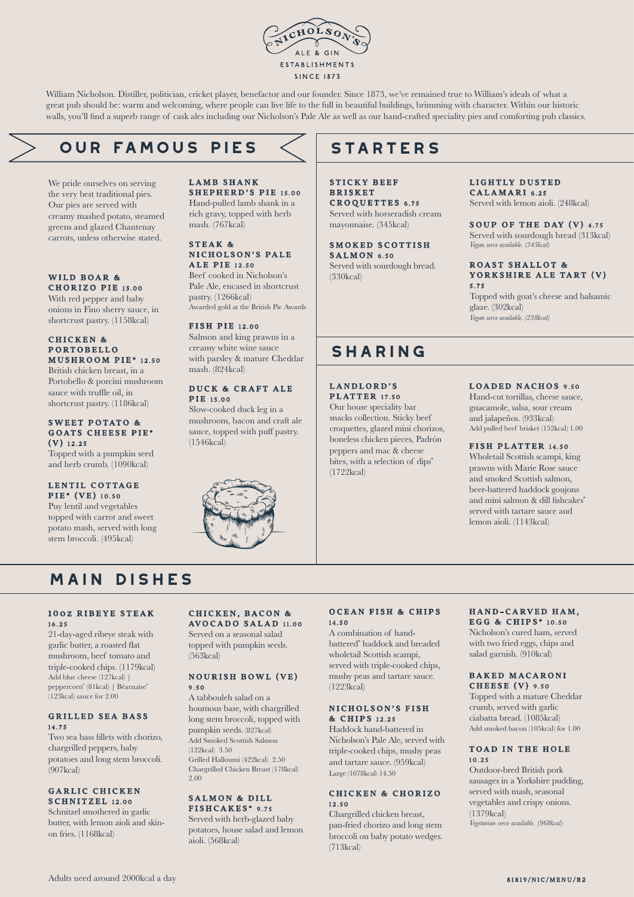NICHOLSON'S
ALE & GIN
ESTABLISHMENTS
SINCE 1873

William Nicholson. Distiller, politician, cricket player, benefactor and our founder. Since 1873, we've remained true to William's ideals of what a great pub should be: warm and welcoming, where people can live life to the full in beautiful buildings, brimming with character. Within our historic walls, you'll find a superb range of cask ales including our Nicholson's Pale Ale as well as our hand-crafted speciality pies and comforting pub classics.

## OUR FAMOUS PIES

We pride ourselves on serving the very best traditional pies. Our pies are served with creamy mashed potato, steamed greens and glazed Chantenay carrots, unless otherwise stated.

### WILD BOAR & CHORIZO PIE 15.00
With red pepper and baby onions in Fino sherry sauce, in shortcrust pastry. (1158kcal)

### CHICKEN & PORTOBELLO MUSHROOM PIE* 12.50
British chicken breast, in a Portobello & porcini mushroom sauce with truffle oil, in shortcrust pastry. (1186kcal)

### SWEET POTATO & GOATS CHEESE PIE* (V) 12.25
Topped with a pumpkin seed and herb crumb. (1090kcal)

### LENTIL COTTAGE PIE* (VE) 10.50
Puy lentil and vegetables topped with carrot and sweet potato mash, served with long stem broccoli. (495kcal)

### LAMB SHANK SHEPHERD'S PIE 15.00
Hand-pulled lamb shank in a rich gravy, topped with herb mash. (767kcal)

### STEAK & NICHOLSON'S PALE ALE PIE 12.50
Beef cooked in Nicholson's Pale Ale, encased in shortcrust pastry. (1266kcal)
Awarded gold at the British Pie Awards

### FISH PIE 12.00
Salmon and king prawns in a creamy white wine sauce with parsley & mature Cheddar mash. (824kcal)

### DUCK & CRAFT ALE PIE 15.00
Slow-cooked duck leg in a mushroom, bacon and craft ale sauce, topped with puff pastry. (1546kcal)

## STARTERS

### STICKY BEEF BRISKET CROQUETTES 6.75
Served with horseradish cream mayonnaise. (345kcal)

### SMOKED SCOTTISH SALMON 6.50
Served with sourdough bread. (330kcal)

### LIGHTLY DUSTED CALAMARI 6.25
Served with lemon aioli. (248kcal)

### SOUP OF THE DAY (V) 4.75
Served with sourdough bread (313kcal)
*Vegan serve available. (345kcal)*

### ROAST SHALLOT & YORKSHIRE ALE TART (V) 5.75
Topped with goat's cheese and balsamic glaze. (302kcal)
*Vegan serve available. (238kcal)*

## SHARING

### LANDLORD'S PLATTER 17.50
Our house speciality bar snacks collection. Sticky beef croquettes, glazed mini chorizos, boneless chicken pieces, Padrón peppers and mac & cheese bites, with a selection of dips* (1722kcal)

### LOADED NACHOS 9.50
Hand-cut tortillas, cheese sauce, guacamole, salsa, sour cream and jalapeños. (933kcal)
Add pulled beef brisket (152kcal) 1.00

### FISH PLATTER 14.50
Wholetail Scottish scampi, king prawns with Marie Rose sauce and smoked Scottish salmon, beer-battered haddock goujons and mini salmon & dill fishcakes* served with tartare sauce and lemon aioli. (1143kcal)

## MAIN DISHES

### 10oz RIBEYE STEAK 16.25
21-day-aged ribeye steak with garlic butter, a roasted flat mushroom, beef tomato and triple-cooked chips. (1179kcal)
Add blue cheese (127kcal) | peppercorn* (81kcal) | Béarnaise* (123kcal) sauce for 2.00

### GRILLED SEA BASS 14.75
Two sea bass fillets with chorizo, chargrilled peppers, baby potatoes and long stem broccoli. (907kcal)

### GARLIC CHICKEN SCHNITZEL 12.00
Schnitzel smothered in garlic butter, with lemon aioli and skin-on fries. (1168kcal)

### CHICKEN, BACON & AVOCADO SALAD 11.00
Served on a seasonal salad topped with pumpkin seeds. (563kcal)

### NOURISH BOWL (VE) 9.50
A tabbouleh salad on a houmous base, with chargrilled long stem broccoli, topped with pumpkin seeds. (827kcal)
Add Smoked Scottish Salmon (122kcal) 3.50
Grilled Halloumi (422kcal) 2.50
Chargrilled Chicken Breast (178kcal) 2.00

### SALMON & DILL FISHCAKES* 9.75
Served with herb-glazed baby potatoes, house salad and lemon aioli. (568kcal)

### OCEAN FISH & CHIPS 14.50
A combination of hand-battered* haddock and breaded wholetail Scottish scampi, served with triple-cooked chips, mushy peas and tartare sauce. (1223kcal)

### NICHOLSON'S FISH & CHIPS 12.25
Haddock hand-battered in Nicholson's Pale Ale, served with triple-cooked chips, mushy peas and tartare sauce. (959kcal)
Large (1078kcal) 14.50

### CHICKEN & CHORIZO 12.50
Chargrilled chicken breast, pan-fried chorizo and long stem broccoli on baby potato wedges. (713kcal)

### HAND-CARVED HAM, EGG & CHIPS* 10.50
Nicholson's cured ham, served with two fried eggs, chips and salad garnish. (910kcal)

### BAKED MACARONI CHEESE (V) 9.50
Topped with a mature Cheddar crumb, served with garlic ciabatta bread. (1085kcal)
Add smoked bacon (105kcal) for 1.00

### TOAD IN THE HOLE 10.25
Outdoor-bred British pork sausages in a Yorkshire pudding, served with mash, seasonal vegetables and crispy onions. (1379kcal)
*Vegetarian serve available. (968kcal)*

Adults need around 2000kcal a day

81819/NIC/MENU/B2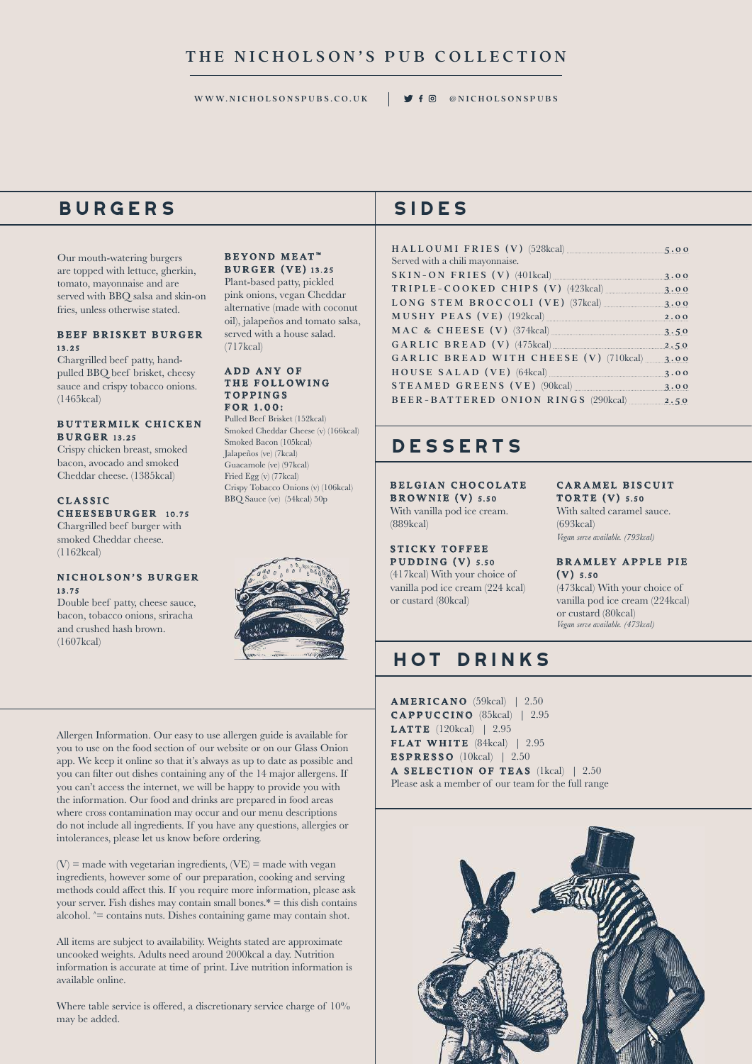# THE NICHOLSON'S PUB COLLECTION

WWW.NICHOLSONSPUBS.CO.UK | @NICHOLSONSPUBS

## BURGERS

Our mouth-watering burgers are topped with lettuce, gherkin, tomato, mayonnaise and are served with BBQ salsa and skin-on fries, unless otherwise stated.

### BEEF BRISKET BURGER 13.25

Chargrilled beef patty, hand-pulled BBQ beef brisket, cheesy sauce and crispy tobacco onions. (1465kcal)

### BUTTERMILK CHICKEN BURGER 13.25

Crispy chicken breast, smoked bacon, avocado and smoked Cheddar cheese. (1385kcal)

### CLASSIC CHEESEBURGER 10.75

Chargrilled beef burger with smoked Cheddar cheese. (1162kcal)

### NICHOLSON'S BURGER 13.75

Double beef patty, cheese sauce, bacon, tobacco onions, sriracha and crushed hash brown. (1607kcal)

### BEYOND MEAT™ BURGER (VE) 13.25

Plant-based patty, pickled pink onions, vegan Cheddar alternative (made with coconut oil), jalapeños and tomato salsa, served with a house salad. (717kcal)

### ADD ANY OF THE FOLLOWING TOPPINGS FOR 1.00:

Pulled Beef Brisket (152kcal)
Smoked Cheddar Cheese (v) (166kcal)
Smoked Bacon (105kcal)
Jalapeños (ve) (7kcal)
Guacamole (ve) (97kcal)
Fried Egg (v) (77kcal)
Crispy Tobacco Onions (v) (106kcal)
BBQ Sauce (ve) (54kcal) 50p

Allergen Information. Our easy to use allergen guide is available for you to use on the food section of our website or on our Glass Onion app. We keep it online so that it's always as up to date as possible and you can filter out dishes containing any of the 14 major allergens. If you can't access the internet, we will be happy to provide you with the information. Our food and drinks are prepared in food areas where cross contamination may occur and our menu descriptions do not include all ingredients. If you have any questions, allergies or intolerances, please let us know before ordering.

(V) = made with vegetarian ingredients, (VE) = made with vegan ingredients, however some of our preparation, cooking and serving methods could affect this. If you require more information, please ask your server. Fish dishes may contain small bones.* = this dish contains alcohol. ^= contains nuts. Dishes containing game may contain shot.

All items are subject to availability. Weights stated are approximate uncooked weights. Adults need around 2000kcal a day. Nutrition information is accurate at time of print. Live nutrition information is available online.

Where table service is offered, a discretionary service charge of 10% may be added.

## SIDES

HALLOUMI FRIES (V) (528kcal) ..... 5.00
Served with a chili mayonnaise.
SKIN-ON FRIES (V) (401kcal) ..... 3.00
TRIPLE-COOKED CHIPS (V) (423kcal) ..... 3.00
LONG STEM BROCCOLI (VE) (37kcal) ..... 3.00
MUSHY PEAS (VE) (192kcal) ..... 2.00
MAC & CHEESE (V) (374kcal) ..... 3.50
GARLIC BREAD (V) (475kcal) ..... 2.50
GARLIC BREAD WITH CHEESE (V) (710kcal) ..... 3.00
HOUSE SALAD (VE) (64kcal) ..... 3.00
STEAMED GREENS (VE) (90kcal) ..... 3.00
BEER-BATTERED ONION RINGS (290kcal) ..... 2.50

## DESSERTS

### BELGIAN CHOCOLATE BROWNIE (V) 5.50

With vanilla pod ice cream. (889kcal)

### STICKY TOFFEE PUDDING (V) 5.50

(417kcal) With your choice of vanilla pod ice cream (224 kcal) or custard (80kcal)

### CARAMEL BISCUIT TORTE (V) 5.50

With salted caramel sauce. (693kcal)
*Vegan serve available. (793kcal)*

### BRAMLEY APPLE PIE (V) 5.50

(473kcal) With your choice of vanilla pod ice cream (224kcal) or custard (80kcal)
*Vegan serve available. (473kcal)*

## HOT DRINKS

**AMERICANO** (59kcal) | 2.50
**CAPPUCCINO** (85kcal) | 2.95
**LATTE** (120kcal) | 2.95
**FLAT WHITE** (84kcal) | 2.95
**ESPRESSO** (10kcal) | 2.50
**A SELECTION OF TEAS** (1kcal) | 2.50
Please ask a member of our team for the full range